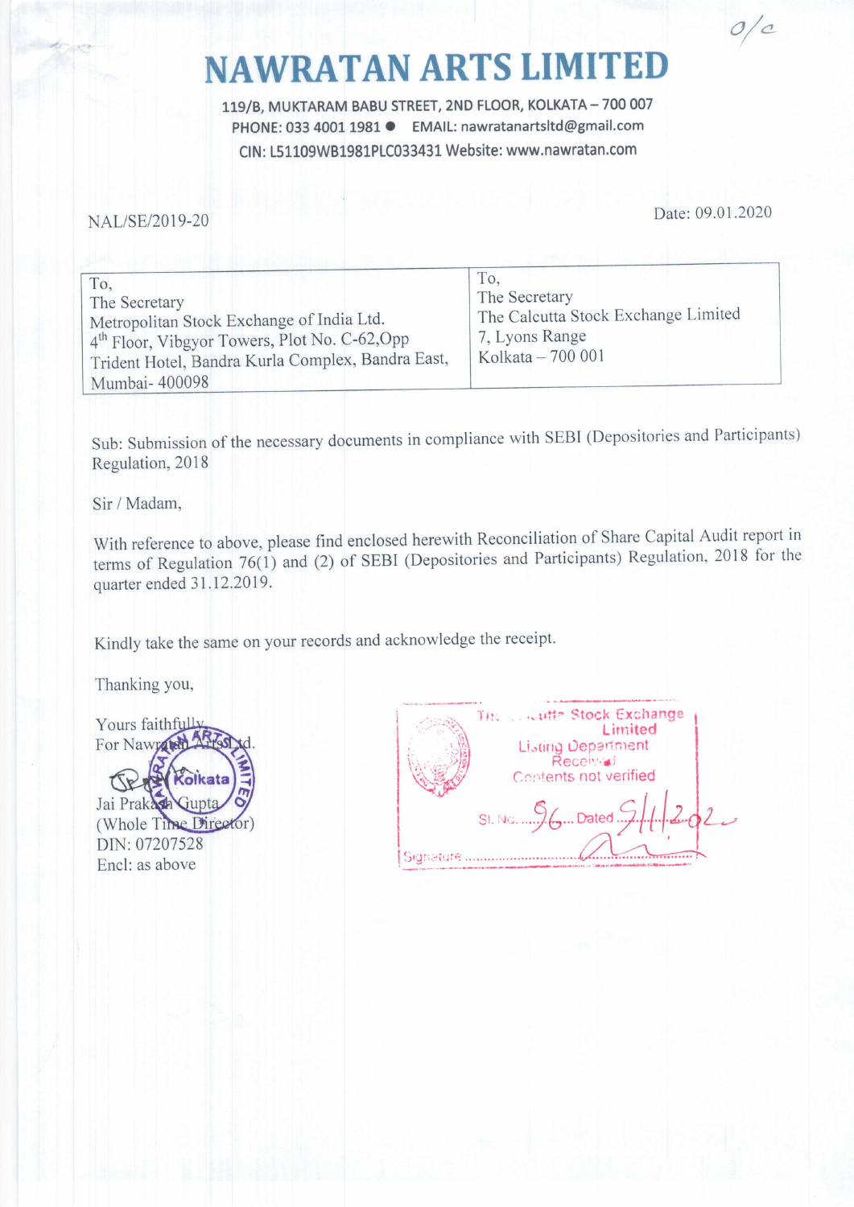O/c

# NAWRATAN ARTS LIMITED

119/B, MUKTARAM BABU STREET, 2ND FLOOR, KOLKATA – 700 007
PHONE: 033 4001 1981 ● EMAIL: nawratanartsltd@gmail.com
CIN: L51109WB1981PLC033431 Website: www.nawratan.com

NAL/SE/2019-20

Date: 09.01.2020

| To, The Secretary Metropolitan Stock Exchange of India Ltd. 4th Floor, Vibgyor Towers, Plot No. C-62, Opp Trident Hotel, Bandra Kurla Complex, Bandra East, Mumbai- 400098 | To, The Secretary The Calcutta Stock Exchange Limited 7, Lyons Range Kolkata – 700 001 |
|---|---|

Sub: Submission of the necessary documents in compliance with SEBI (Depositories and Participants) Regulation, 2018

Sir / Madam,

With reference to above, please find enclosed herewith Reconciliation of Share Capital Audit report in terms of Regulation 76(1) and (2) of SEBI (Depositories and Participants) Regulation, 2018 for the quarter ended 31.12.2019.

Kindly take the same on your records and acknowledge the receipt.

Thanking you,

Yours faithfully,
For Nawratan Arts Ltd.

Jai Prakash Gupta
(Whole Time Director)
DIN: 07207528
Encl: as above

The Calcutta Stock Exchange Limited
Listing Department
Received
Contents not verified
Sl. No. 96 Dated 9/1/2020
Signature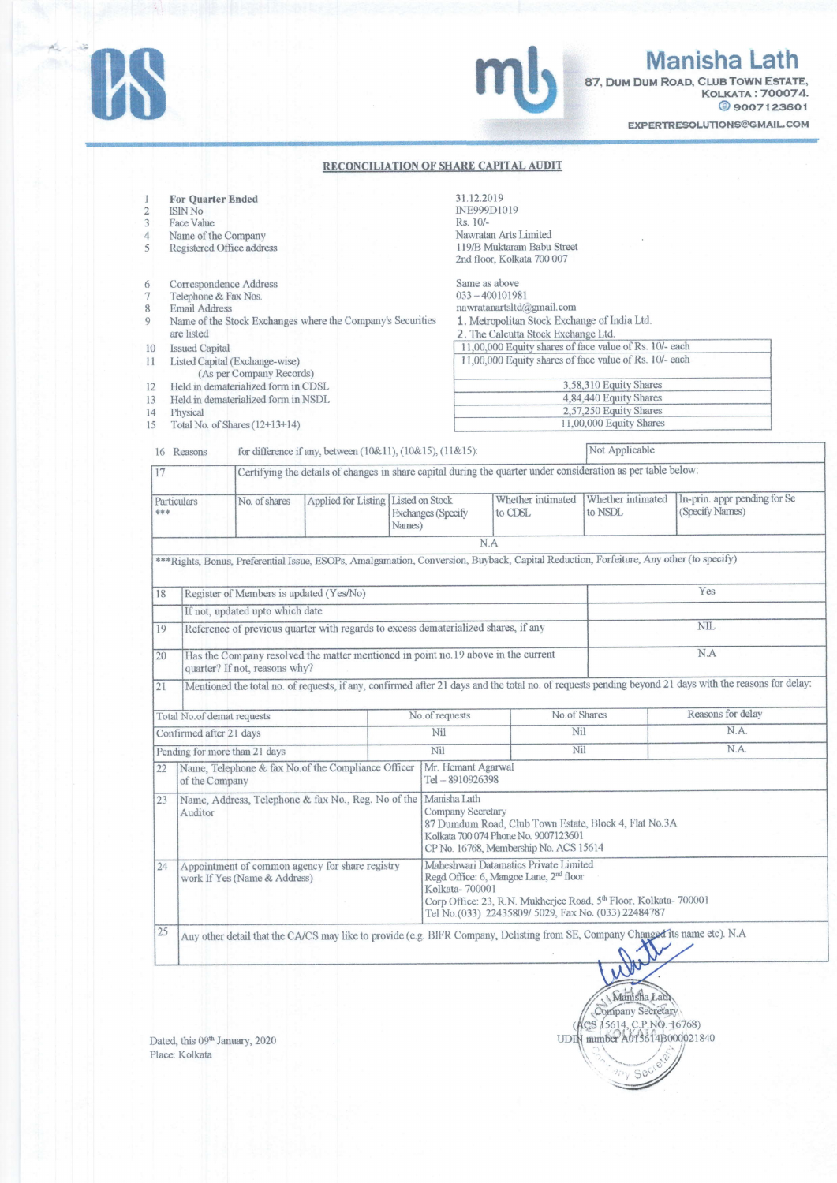Manisha Lath
87, DUM DUM ROAD, CLUB TOWN ESTATE,
KOLKATA : 700074.
9007123601
EXPERTRESOLUTIONS@GMAIL.COM

## RECONCILIATION OF SHARE CAPITAL AUDIT

| | | |
|---|---|---|
| 1 | **For Quarter Ended** | 31.12.2019 |
| 2 | ISIN No | INE999D1019 |
| 3 | Face Value | Rs. 10/- |
| 4 | Name of the Company | Nawratan Arts Limited |
| 5 | Registered Office address | 119/B Muktaram Babu Street 2nd floor, Kolkata 700 007 |
| 6 | Correspondence Address | Same as above |
| 7 | Telephone & Fax Nos. | 033 – 400101981 |
| 8 | Email Address | nawratanartsltd@gmail.com |
| 9 | Name of the Stock Exchanges where the Company's Securities are listed | 1. Metropolitan Stock Exchange of India Ltd. 2. The Calcutta Stock Exchange Ltd. |
| 10 | Issued Capital | 11,00,000 Equity shares of face value of Rs. 10/- each |
| 11 | Listed Capital (Exchange-wise) (As per Company Records) | 11,00,000 Equity shares of face value of Rs. 10/- each |
| 12 | Held in dematerialized form in CDSL | 3,58,310 Equity Shares |
| 13 | Held in dematerialized form in NSDL | 4,84,440 Equity Shares |
| 14 | Physical | 2,57,250 Equity Shares |
| 15 | Total No. of Shares (12+13+14) | 11,00,000 Equity Shares |

| | | |
|---|---|---|
| 16 | Reasons for difference if any, between (10&11), (10&15), (11&15): | Not Applicable |

17 Certifying the details of changes in share capital during the quarter under consideration as per table below:

| Particulars *** | No. of shares | Applied for Listing | Listed on Stock Exchanges (Specify Names) | Whether intimated to CDSL | Whether intimated to NSDL | In-prin. appr pending for Se (Specify Names) |
|---|---|---|---|---|---|---|
| N.A | | | | | | |

***Rights, Bonus, Preferential Issue, ESOPs, Amalgamation, Conversion, Buyback, Capital Reduction, Forfeiture, Any other (to specify)

| | | |
|---|---|---|
| 18 | Register of Members is updated (Yes/No) | Yes |
| | If not, updated upto which date | |
| 19 | Reference of previous quarter with regards to excess dematerialized shares, if any | NIL |
| 20 | Has the Company resolved the matter mentioned in point no.19 above in the current quarter? If not, reasons why? | N.A |

21 Mentioned the total no. of requests, if any, confirmed after 21 days and the total no. of requests pending beyond 21 days with the reasons for delay:

| Total No.of demat requests | No.of requests | No.of Shares | Reasons for delay |
|---|---|---|---|
| Confirmed after 21 days | Nil | Nil | N.A. |
| Pending for more than 21 days | Nil | Nil | N.A. |

| | | |
|---|---|---|
| 22 | Name, Telephone & fax No.of the Compliance Officer of the Company | Mr. Hemant Agarwal Tel – 8910926398 |
| 23 | Name, Address, Telephone & fax No., Reg. No of the Auditor | Manisha Lath Company Secretary 87 Dumdum Road, Club Town Estate, Block 4, Flat No.3A Kolkata 700 074 Phone No. 9007123601 CP No. 16768, Membership No. ACS 15614 |
| 24 | Appointment of common agency for share registry work If Yes (Name & Address) | Maheshwari Datamatics Private Limited Regd Office: 6, Mangoe Lane, 2nd floor Kolkata- 700001 Corp Office: 23, R.N. Mukherjee Road, 5th Floor, Kolkata- 700001 Tel No.(033) 22435809/ 5029, Fax No. (033) 22484787 |
| 25 | Any other detail that the CA/CS may like to provide (e.g. BIFR Company, Delisting from SE, Company Changed its name etc). N.A | |

Manisha Lath
Company Secretary
(ACS 15614, C.P.NO. 16768)
UDIN number A015614B000021840

Dated, this 09th January, 2020
Place: Kolkata